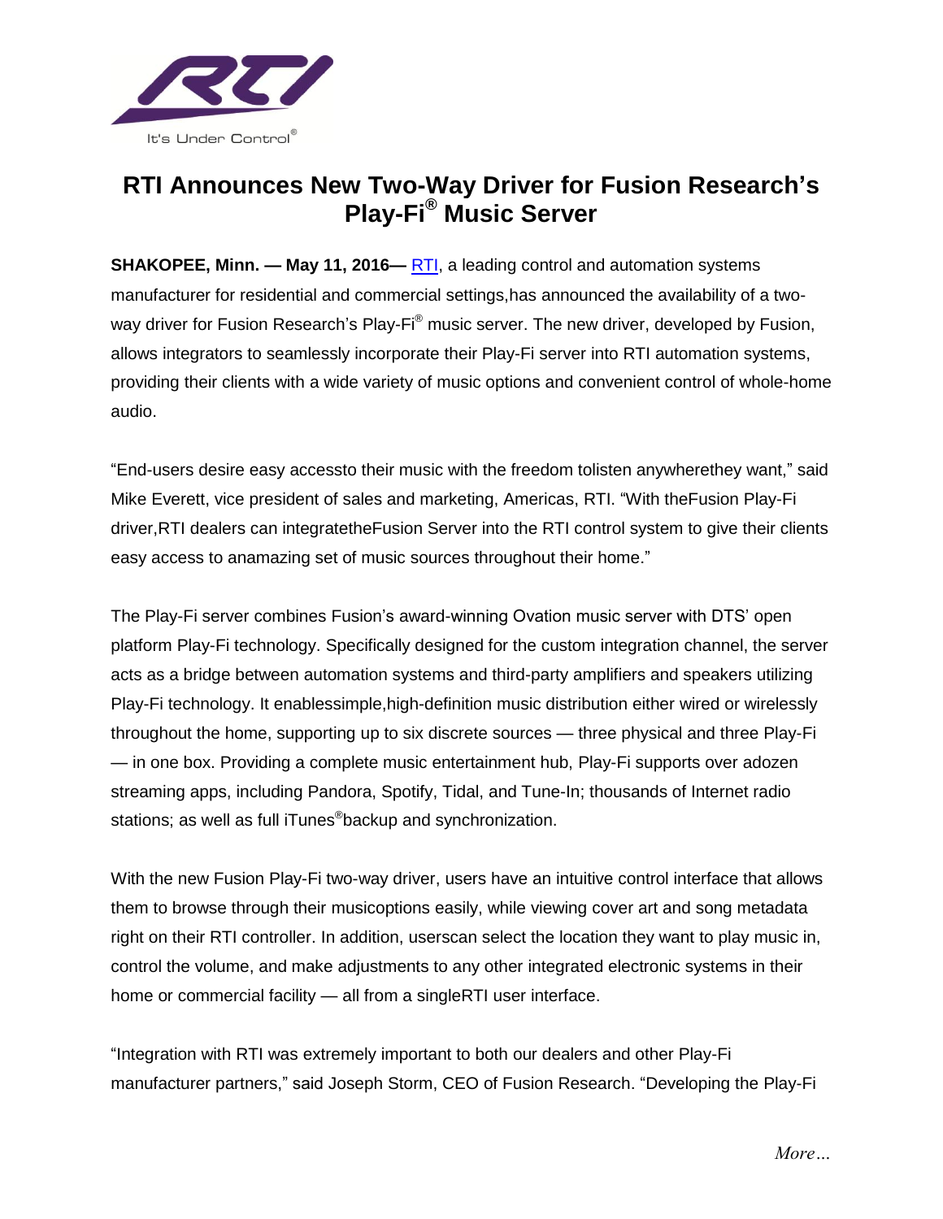It's Under Control®

# RTI Announces New Two-Way Driver for Fusion Research's Play-Fi® Music Server

**SHAKOPEE, Minn. — May 11, 2016—** RTI, a leading control and automation systems manufacturer for residential and commercial settings,has announced the availability of a two-way driver for Fusion Research's Play-Fi® music server. The new driver, developed by Fusion, allows integrators to seamlessly incorporate their Play-Fi server into RTI automation systems, providing their clients with a wide variety of music options and convenient control of whole-home audio.

"End-users desire easy accessto their music with the freedom tolisten anywherethey want," said Mike Everett, vice president of sales and marketing, Americas, RTI. "With theFusion Play-Fi driver,RTI dealers can integratetheFusion Server into the RTI control system to give their clients easy access to anamazing set of music sources throughout their home."

The Play-Fi server combines Fusion's award-winning Ovation music server with DTS' open platform Play-Fi technology. Specifically designed for the custom integration channel, the server acts as a bridge between automation systems and third-party amplifiers and speakers utilizing Play-Fi technology. It enablessimple,high-definition music distribution either wired or wirelessly throughout the home, supporting up to six discrete sources — three physical and three Play-Fi — in one box. Providing a complete music entertainment hub, Play-Fi supports over adozen streaming apps, including Pandora, Spotify, Tidal, and Tune-In; thousands of Internet radio stations; as well as full iTunes®backup and synchronization.

With the new Fusion Play-Fi two-way driver, users have an intuitive control interface that allows them to browse through their musicoptions easily, while viewing cover art and song metadata right on their RTI controller. In addition, userscan select the location they want to play music in, control the volume, and make adjustments to any other integrated electronic systems in their home or commercial facility — all from a singleRTI user interface.

"Integration with RTI was extremely important to both our dealers and other Play-Fi manufacturer partners," said Joseph Storm, CEO of Fusion Research. "Developing the Play-Fi

*More…*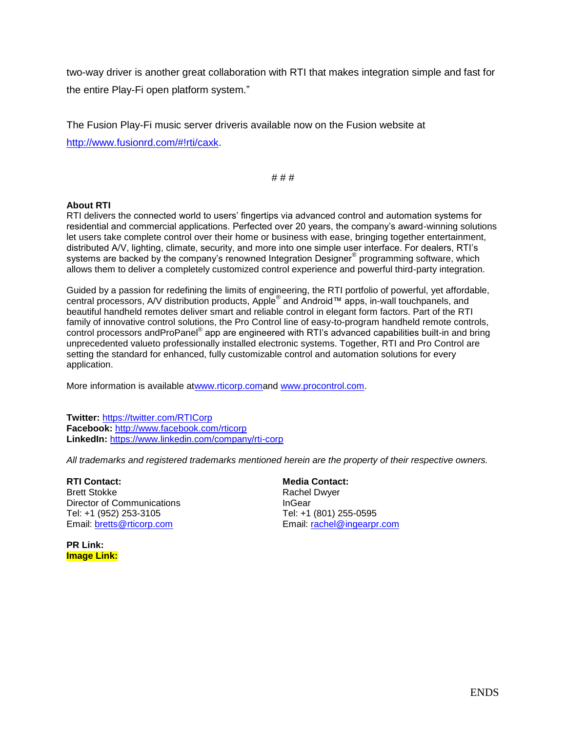two-way driver is another great collaboration with RTI that makes integration simple and fast for the entire Play-Fi open platform system."

The Fusion Play-Fi music server driveris available now on the Fusion website at http://www.fusionrd.com/#!rti/caxk.

# # #

**About RTI**
RTI delivers the connected world to users' fingertips via advanced control and automation systems for residential and commercial applications. Perfected over 20 years, the company's award-winning solutions let users take complete control over their home or business with ease, bringing together entertainment, distributed A/V, lighting, climate, security, and more into one simple user interface. For dealers, RTI's systems are backed by the company's renowned Integration Designer® programming software, which allows them to deliver a completely customized control experience and powerful third-party integration.

Guided by a passion for redefining the limits of engineering, the RTI portfolio of powerful, yet affordable, central processors, A/V distribution products, Apple® and Android™ apps, in-wall touchpanels, and beautiful handheld remotes deliver smart and reliable control in elegant form factors. Part of the RTI family of innovative control solutions, the Pro Control line of easy-to-program handheld remote controls, control processors andProPanel® app are engineered with RTI's advanced capabilities built-in and bring unprecedented valueto professionally installed electronic systems. Together, RTI and Pro Control are setting the standard for enhanced, fully customizable control and automation solutions for every application.

More information is available atwww.rticorp.comand www.procontrol.com.

**Twitter:** https://twitter.com/RTICorp
**Facebook:** http://www.facebook.com/rticorp
**LinkedIn:** https://www.linkedin.com/company/rti-corp

*All trademarks and registered trademarks mentioned herein are the property of their respective owners.*

**RTI Contact:**
Brett Stokke
Director of Communications
Tel: +1 (952) 253-3105
Email: bretts@rticorp.com

**Media Contact:**
Rachel Dwyer
InGear
Tel: +1 (801) 255-0595
Email: rachel@ingearpr.com

**PR Link:**
**Image Link:**

ENDS